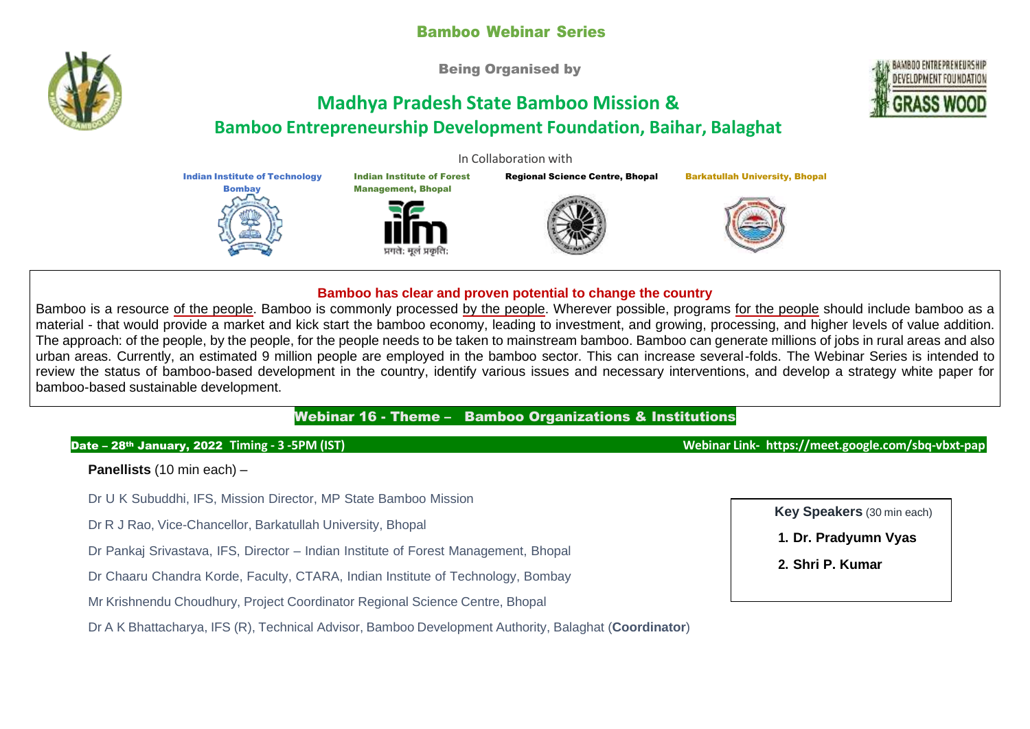# Bamboo Webinar Series

Being Organised by

## Madhya Pradesh State Bamboo Mission &
## Bamboo Entrepreneurship Development Foundation, Baihar, Balaghat

In Collaboration with

Indian Institute of Technology Bombay | Indian Institute of Forest Management, Bhopal | Regional Science Centre, Bhopal | Barkatullah University, Bhopal

### Bamboo has clear and proven potential to change the country

Bamboo is a resource of the people. Bamboo is commonly processed by the people. Wherever possible, programs for the people should include bamboo as a material - that would provide a market and kick start the bamboo economy, leading to investment, and growing, processing, and higher levels of value addition. The approach: of the people, by the people, for the people needs to be taken to mainstream bamboo. Bamboo can generate millions of jobs in rural areas and also urban areas. Currently, an estimated 9 million people are employed in the bamboo sector. This can increase several-folds. The Webinar Series is intended to review the status of bamboo-based development in the country, identify various issues and necessary interventions, and develop a strategy white paper for bamboo-based sustainable development.

### Webinar 16 - Theme – Bamboo Organizations & Institutions

**Date – 28th January, 2022 Timing - 3 -5PM (IST)** **Webinar Link- https://meet.google.com/sbq-vbxt-pap**

**Panellists** (10 min each) –

Dr U K Subuddhi, IFS, Mission Director, MP State Bamboo Mission

Dr R J Rao, Vice-Chancellor, Barkatullah University, Bhopal

Dr Pankaj Srivastava, IFS, Director – Indian Institute of Forest Management, Bhopal

Dr Chaaru Chandra Korde, Faculty, CTARA, Indian Institute of Technology, Bombay

Mr Krishnendu Choudhury, Project Coordinator Regional Science Centre, Bhopal

Dr A K Bhattacharya, IFS (R), Technical Advisor, Bamboo Development Authority, Balaghat (**Coordinator**)

**Key Speakers** (30 min each)

1. **Dr. Pradyumn Vyas**
2. **Shri P. Kumar**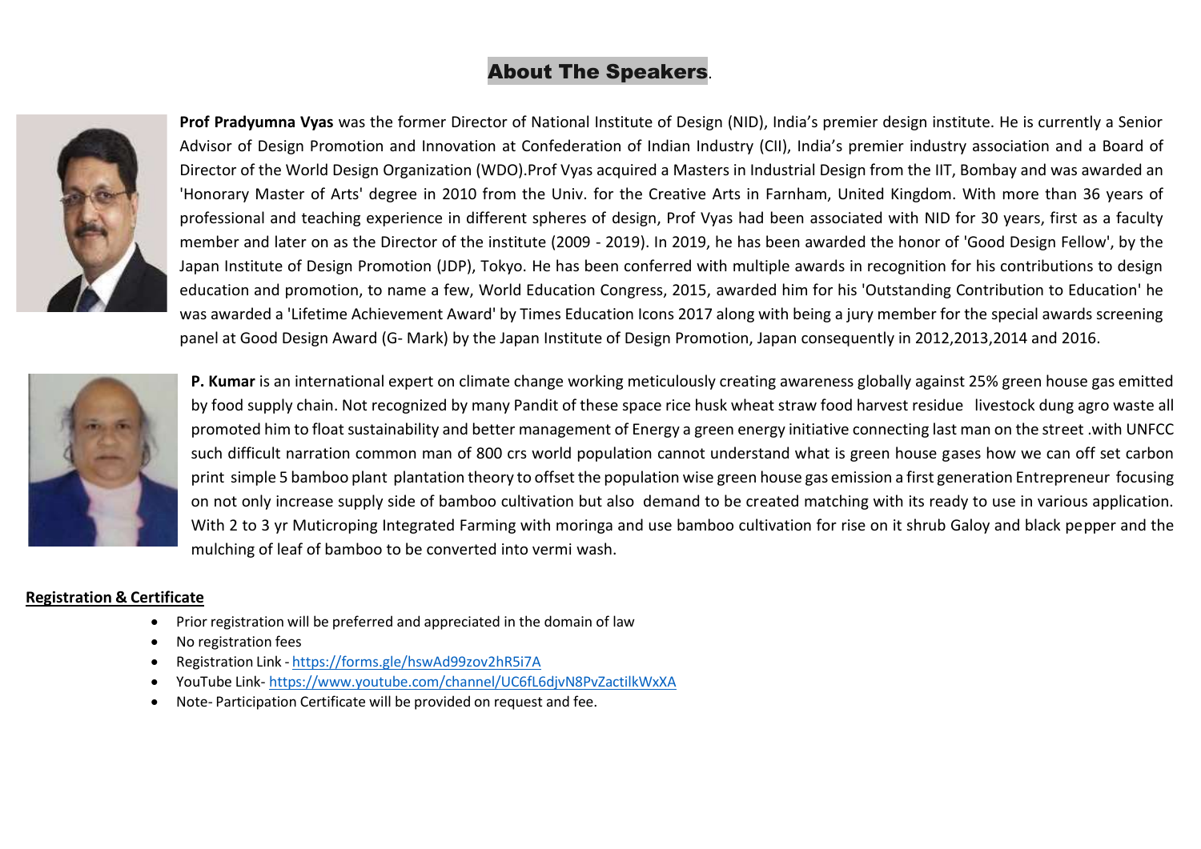## About The Speakers.

**Prof Pradyumna Vyas** was the former Director of National Institute of Design (NID), India's premier design institute. He is currently a Senior Advisor of Design Promotion and Innovation at Confederation of Indian Industry (CII), India's premier industry association and a Board of Director of the World Design Organization (WDO).Prof Vyas acquired a Masters in Industrial Design from the IIT, Bombay and was awarded an 'Honorary Master of Arts' degree in 2010 from the Univ. for the Creative Arts in Farnham, United Kingdom. With more than 36 years of professional and teaching experience in different spheres of design, Prof Vyas had been associated with NID for 30 years, first as a faculty member and later on as the Director of the institute (2009 - 2019). In 2019, he has been awarded the honor of 'Good Design Fellow', by the Japan Institute of Design Promotion (JDP), Tokyo. He has been conferred with multiple awards in recognition for his contributions to design education and promotion, to name a few, World Education Congress, 2015, awarded him for his 'Outstanding Contribution to Education' he was awarded a 'Lifetime Achievement Award' by Times Education Icons 2017 along with being a jury member for the special awards screening panel at Good Design Award (G- Mark) by the Japan Institute of Design Promotion, Japan consequently in 2012,2013,2014 and 2016.

**P. Kumar** is an international expert on climate change working meticulously creating awareness globally against 25% green house gas emitted by food supply chain. Not recognized by many Pandit of these space rice husk wheat straw food harvest residue livestock dung agro waste all promoted him to float sustainability and better management of Energy a green energy initiative connecting last man on the street .with UNFCC such difficult narration common man of 800 crs world population cannot understand what is green house gases how we can off set carbon print simple 5 bamboo plant plantation theory to offset the population wise green house gas emission a first generation Entrepreneur focusing on not only increase supply side of bamboo cultivation but also demand to be created matching with its ready to use in various application. With 2 to 3 yr Muticroping Integrated Farming with moringa and use bamboo cultivation for rise on it shrub Galoy and black pepper and the mulching of leaf of bamboo to be converted into vermi wash.

**Registration & Certificate**

- Prior registration will be preferred and appreciated in the domain of law
- No registration fees
- Registration Link - https://forms.gle/hswAd99zov2hR5i7A
- YouTube Link- https://www.youtube.com/channel/UC6fL6djvN8PvZactilkWxXA
- Note- Participation Certificate will be provided on request and fee.